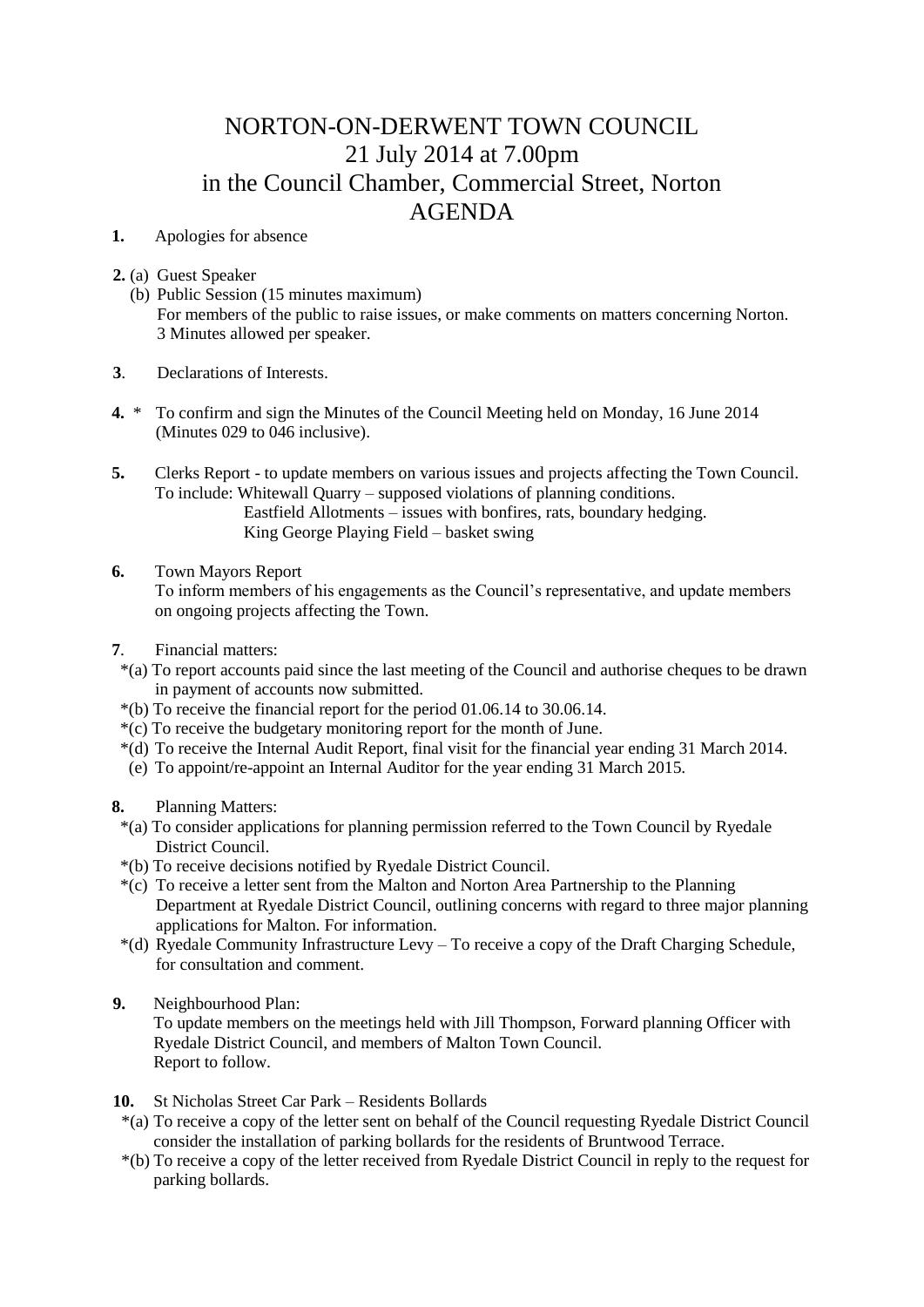# NORTON-ON-DERWENT TOWN COUNCIL
# 21 July 2014 at 7.00pm
# in the Council Chamber, Commercial Street, Norton
# AGENDA

**1.** Apologies for absence

**2.** (a) Guest Speaker
(b) Public Session (15 minutes maximum)
For members of the public to raise issues, or make comments on matters concerning Norton.
3 Minutes allowed per speaker.

**3**. Declarations of Interests.

**4.** * To confirm and sign the Minutes of the Council Meeting held on Monday, 16 June 2014 (Minutes 029 to 046 inclusive).

**5.** Clerks Report - to update members on various issues and projects affecting the Town Council.
To include: Whitewall Quarry – supposed violations of planning conditions.
Eastfield Allotments – issues with bonfires, rats, boundary hedging.
King George Playing Field – basket swing

**6.** Town Mayors Report
To inform members of his engagements as the Council's representative, and update members on ongoing projects affecting the Town.

**7**. Financial matters:
*(a) To report accounts paid since the last meeting of the Council and authorise cheques to be drawn in payment of accounts now submitted.
*(b) To receive the financial report for the period 01.06.14 to 30.06.14.
*(c) To receive the budgetary monitoring report for the month of June.
*(d) To receive the Internal Audit Report, final visit for the financial year ending 31 March 2014.
(e) To appoint/re-appoint an Internal Auditor for the year ending 31 March 2015.

**8.** Planning Matters:
*(a) To consider applications for planning permission referred to the Town Council by Ryedale District Council.
*(b) To receive decisions notified by Ryedale District Council.
*(c) To receive a letter sent from the Malton and Norton Area Partnership to the Planning Department at Ryedale District Council, outlining concerns with regard to three major planning applications for Malton. For information.
*(d) Ryedale Community Infrastructure Levy – To receive a copy of the Draft Charging Schedule, for consultation and comment.

**9.** Neighbourhood Plan:
To update members on the meetings held with Jill Thompson, Forward planning Officer with Ryedale District Council, and members of Malton Town Council.
Report to follow.

**10.** St Nicholas Street Car Park – Residents Bollards
*(a) To receive a copy of the letter sent on behalf of the Council requesting Ryedale District Council consider the installation of parking bollards for the residents of Bruntwood Terrace.
*(b) To receive a copy of the letter received from Ryedale District Council in reply to the request for parking bollards.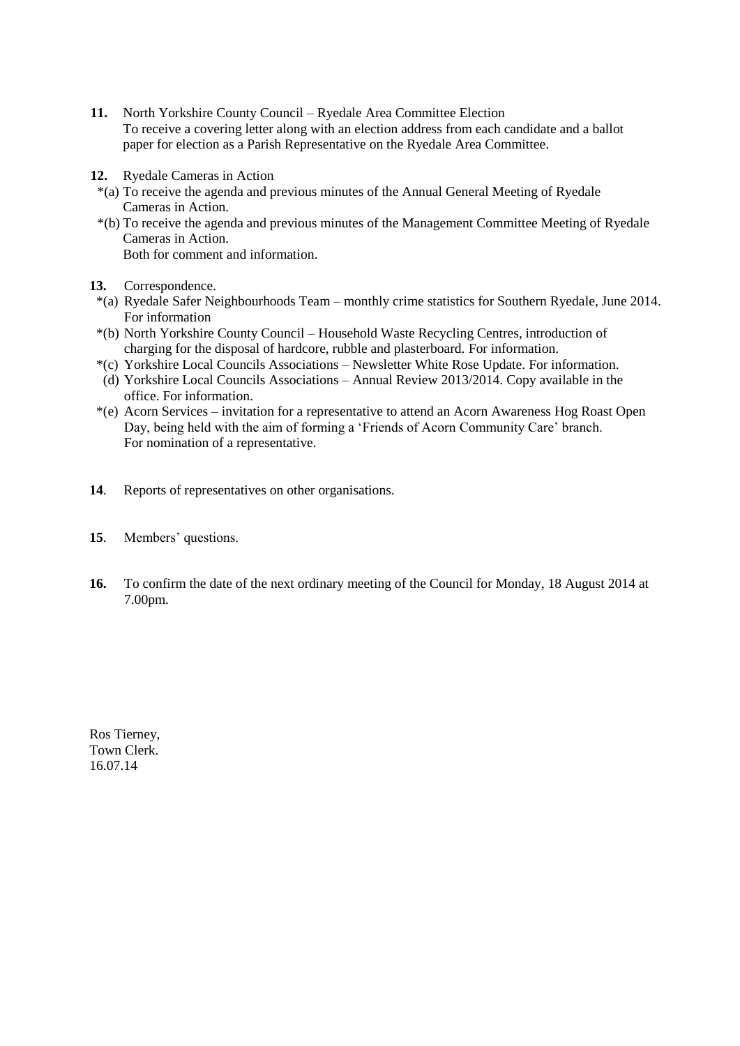**11.** North Yorkshire County Council – Ryedale Area Committee Election
To receive a covering letter along with an election address from each candidate and a ballot paper for election as a Parish Representative on the Ryedale Area Committee.

**12.** Ryedale Cameras in Action
*(a) To receive the agenda and previous minutes of the Annual General Meeting of Ryedale Cameras in Action.
*(b) To receive the agenda and previous minutes of the Management Committee Meeting of Ryedale Cameras in Action.
Both for comment and information.

**13.** Correspondence.
*(a) Ryedale Safer Neighbourhoods Team – monthly crime statistics for Southern Ryedale, June 2014. For information
*(b) North Yorkshire County Council – Household Waste Recycling Centres, introduction of charging for the disposal of hardcore, rubble and plasterboard. For information.
*(c) Yorkshire Local Councils Associations – Newsletter White Rose Update. For information.
(d) Yorkshire Local Councils Associations – Annual Review 2013/2014. Copy available in the office. For information.
*(e) Acorn Services – invitation for a representative to attend an Acorn Awareness Hog Roast Open Day, being held with the aim of forming a 'Friends of Acorn Community Care' branch. For nomination of a representative.

**14**. Reports of representatives on other organisations.

**15**. Members' questions.

**16.** To confirm the date of the next ordinary meeting of the Council for Monday, 18 August 2014 at 7.00pm.

Ros Tierney,
Town Clerk.
16.07.14